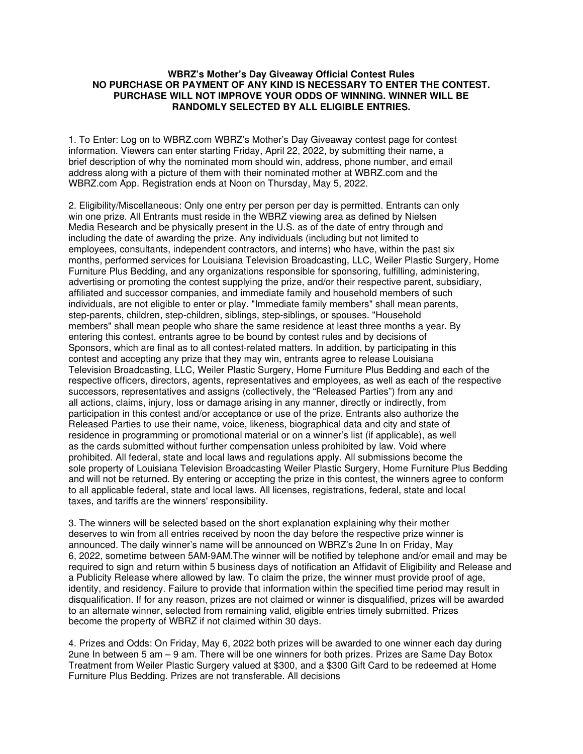**WBRZ's Mother's Day Giveaway Official Contest Rules**
**NO PURCHASE OR PAYMENT OF ANY KIND IS NECESSARY TO ENTER THE CONTEST. PURCHASE WILL NOT IMPROVE YOUR ODDS OF WINNING. WINNER WILL BE RANDOMLY SELECTED BY ALL ELIGIBLE ENTRIES.**

1. To Enter: Log on to WBRZ.com WBRZ's Mother's Day Giveaway contest page for contest information. Viewers can enter starting Friday, April 22, 2022, by submitting their name, a brief description of why the nominated mom should win, address, phone number, and email address along with a picture of them with their nominated mother at WBRZ.com and the WBRZ.com App. Registration ends at Noon on Thursday, May 5, 2022.

2. Eligibility/Miscellaneous: Only one entry per person per day is permitted. Entrants can only win one prize. All Entrants must reside in the WBRZ viewing area as defined by Nielsen Media Research and be physically present in the U.S. as of the date of entry through and including the date of awarding the prize. Any individuals (including but not limited to employees, consultants, independent contractors, and interns) who have, within the past six months, performed services for Louisiana Television Broadcasting, LLC, Weiler Plastic Surgery, Home Furniture Plus Bedding, and any organizations responsible for sponsoring, fulfilling, administering, advertising or promoting the contest supplying the prize, and/or their respective parent, subsidiary, affiliated and successor companies, and immediate family and household members of such individuals, are not eligible to enter or play. "Immediate family members" shall mean parents, step-parents, children, step-children, siblings, step-siblings, or spouses. "Household members" shall mean people who share the same residence at least three months a year. By entering this contest, entrants agree to be bound by contest rules and by decisions of Sponsors, which are final as to all contest-related matters. In addition, by participating in this contest and accepting any prize that they may win, entrants agree to release Louisiana Television Broadcasting, LLC, Weiler Plastic Surgery, Home Furniture Plus Bedding and each of the respective officers, directors, agents, representatives and employees, as well as each of the respective successors, representatives and assigns (collectively, the "Released Parties") from any and all actions, claims, injury, loss or damage arising in any manner, directly or indirectly, from participation in this contest and/or acceptance or use of the prize. Entrants also authorize the Released Parties to use their name, voice, likeness, biographical data and city and state of residence in programming or promotional material or on a winner's list (if applicable), as well as the cards submitted without further compensation unless prohibited by law. Void where prohibited. All federal, state and local laws and regulations apply. All submissions become the sole property of Louisiana Television Broadcasting Weiler Plastic Surgery, Home Furniture Plus Bedding and will not be returned. By entering or accepting the prize in this contest, the winners agree to conform to all applicable federal, state and local laws. All licenses, registrations, federal, state and local taxes, and tariffs are the winners' responsibility.

3. The winners will be selected based on the short explanation explaining why their mother deserves to win from all entries received by noon the day before the respective prize winner is announced. The daily winner's name will be announced on WBRZ's 2une In on Friday, May 6, 2022, sometime between 5AM-9AM.The winner will be notified by telephone and/or email and may be required to sign and return within 5 business days of notification an Affidavit of Eligibility and Release and a Publicity Release where allowed by law. To claim the prize, the winner must provide proof of age, identity, and residency. Failure to provide that information within the specified time period may result in disqualification. If for any reason, prizes are not claimed or winner is disqualified, prizes will be awarded to an alternate winner, selected from remaining valid, eligible entries timely submitted. Prizes become the property of WBRZ if not claimed within 30 days.

4. Prizes and Odds: On Friday, May 6, 2022 both prizes will be awarded to one winner each day during 2une In between 5 am – 9 am. There will be one winners for both prizes. Prizes are Same Day Botox Treatment from Weiler Plastic Surgery valued at $300, and a $300 Gift Card to be redeemed at Home Furniture Plus Bedding. Prizes are not transferable. All decisions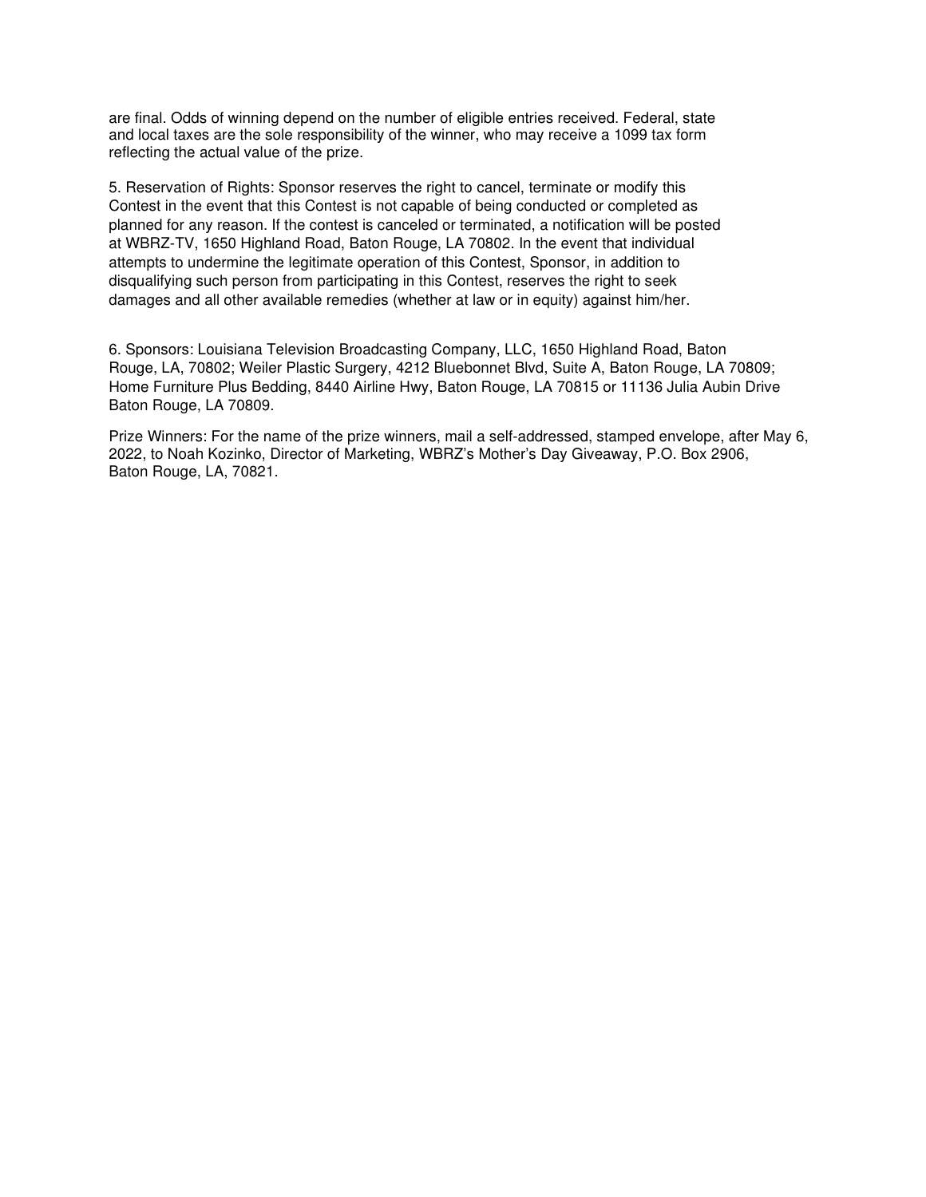are final. Odds of winning depend on the number of eligible entries received. Federal, state and local taxes are the sole responsibility of the winner, who may receive a 1099 tax form reflecting the actual value of the prize.

5. Reservation of Rights: Sponsor reserves the right to cancel, terminate or modify this Contest in the event that this Contest is not capable of being conducted or completed as planned for any reason. If the contest is canceled or terminated, a notification will be posted at WBRZ-TV, 1650 Highland Road, Baton Rouge, LA 70802. In the event that individual attempts to undermine the legitimate operation of this Contest, Sponsor, in addition to disqualifying such person from participating in this Contest, reserves the right to seek damages and all other available remedies (whether at law or in equity) against him/her.

6. Sponsors: Louisiana Television Broadcasting Company, LLC, 1650 Highland Road, Baton Rouge, LA, 70802; Weiler Plastic Surgery, 4212 Bluebonnet Blvd, Suite A, Baton Rouge, LA 70809; Home Furniture Plus Bedding, 8440 Airline Hwy, Baton Rouge, LA 70815 or 11136 Julia Aubin Drive Baton Rouge, LA 70809.

Prize Winners: For the name of the prize winners, mail a self-addressed, stamped envelope, after May 6, 2022, to Noah Kozinko, Director of Marketing, WBRZ's Mother's Day Giveaway, P.O. Box 2906, Baton Rouge, LA, 70821.